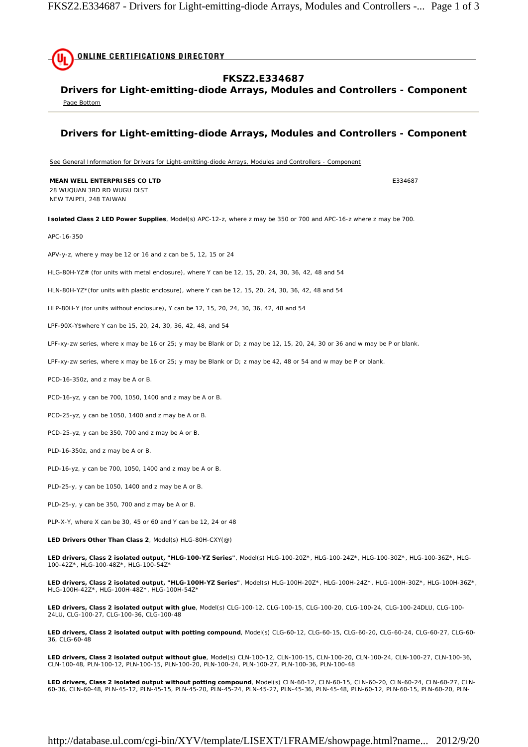ONLINE CERTIFICATIONS DIRECTORY

## FKSZ2.E334687

## Drivers for Light-emitting-diode Arrays, Modules and Controllers - Component

Page Bottom

## Drivers for Light-emitting-diode Arrays, Modules and Controllers - Component

See General Information for Drivers for Light-emitting-diode Arrays, Modules and Controllers - Component

**MEAN WELL ENTERPRISES CO LTD** E334687
28 WUQUAN 3RD RD WUGU DIST
NEW TAIPEI, 248 TAIWAN

**Isolated Class 2 LED Power Supplies**, Model(s) APC-12-z, where z may be 350 or 700 and APC-16-z where z may be 700.

APC-16-350

APV-y-z, where y may be 12 or 16 and z can be 5, 12, 15 or 24

HLG-80H-YZ# (for units with metal enclosure), where Y can be 12, 15, 20, 24, 30, 36, 42, 48 and 54

HLN-80H-YZ*(for units with plastic enclosure), where Y can be 12, 15, 20, 24, 30, 36, 42, 48 and 54

HLP-80H-Y (for units without enclosure), Y can be 12, 15, 20, 24, 30, 36, 42, 48 and 54

LPF-90X-Y$where Y can be 15, 20, 24, 30, 36, 42, 48, and 54

LPF-xy-zw series, where x may be 16 or 25; y may be Blank or D; z may be 12, 15, 20, 24, 30 or 36 and w may be P or blank.

LPF-xy-zw series, where x may be 16 or 25; y may be Blank or D; z may be 42, 48 or 54 and w may be P or blank.

PCD-16-350z, and z may be A or B.

PCD-16-yz, y can be 700, 1050, 1400 and z may be A or B.

PCD-25-yz, y can be 1050, 1400 and z may be A or B.

PCD-25-yz, y can be 350, 700 and z may be A or B.

PLD-16-350z, and z may be A or B.

PLD-16-yz, y can be 700, 1050, 1400 and z may be A or B.

PLD-25-y, y can be 1050, 1400 and z may be A or B.

PLD-25-y, y can be 350, 700 and z may be A or B.

PLP-X-Y, where X can be 30, 45 or 60 and Y can be 12, 24 or 48

**LED Drivers Other Than Class 2**, Model(s) HLG-80H-CXY(@)

**LED drivers, Class 2 isolated output, "HLG-100-YZ Series"**, Model(s) HLG-100-20Z*, HLG-100-24Z*, HLG-100-30Z*, HLG-100-36Z*, HLG-100-42Z*, HLG-100-48Z*, HLG-100-54Z*

**LED drivers, Class 2 isolated output, "HLG-100H-YZ Series"**, Model(s) HLG-100H-20Z*, HLG-100H-24Z*, HLG-100H-30Z*, HLG-100H-36Z*, HLG-100H-42Z*, HLG-100H-48Z*, HLG-100H-54Z*

**LED drivers, Class 2 isolated output with glue**, Model(s) CLG-100-12, CLG-100-15, CLG-100-20, CLG-100-24, CLG-100-24DLU, CLG-100-24LU, CLG-100-27, CLG-100-36, CLG-100-48

**LED drivers, Class 2 isolated output with potting compound**, Model(s) CLG-60-12, CLG-60-15, CLG-60-20, CLG-60-24, CLG-60-27, CLG-60-36, CLG-60-48

**LED drivers, Class 2 isolated output without glue**, Model(s) CLN-100-12, CLN-100-15, CLN-100-20, CLN-100-24, CLN-100-27, CLN-100-36, CLN-100-48, PLN-100-12, PLN-100-15, PLN-100-20, PLN-100-24, PLN-100-27, PLN-100-36, PLN-100-48

**LED drivers, Class 2 isolated output without potting compound**, Model(s) CLN-60-12, CLN-60-15, CLN-60-20, CLN-60-24, CLN-60-27, CLN-60-36, CLN-60-48, PLN-45-12, PLN-45-15, PLN-45-20, PLN-45-24, PLN-45-27, PLN-45-36, PLN-45-48, PLN-60-12, PLN-60-15, PLN-60-20, PLN-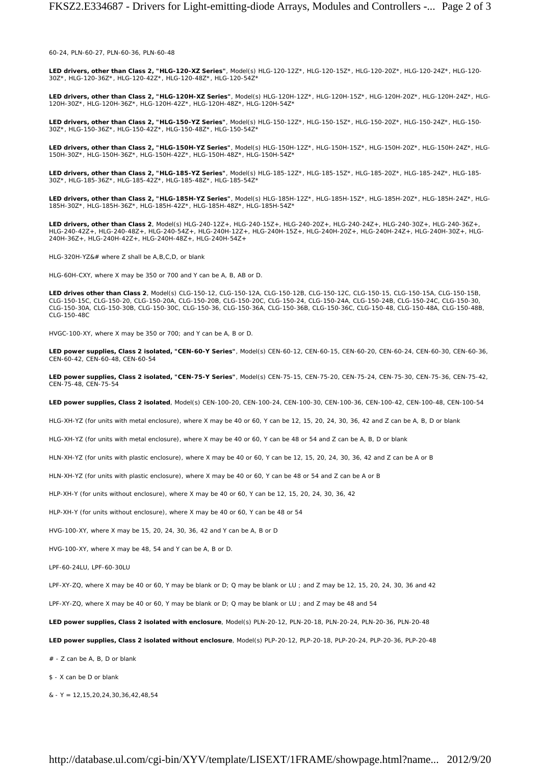60-24, PLN-60-27, PLN-60-36, PLN-60-48

**LED drivers, other than Class 2, "HLG-120-XZ Series"**, Model(s) HLG-120-12Z*, HLG-120-15Z*, HLG-120-20Z*, HLG-120-24Z*, HLG-120-30Z*, HLG-120-36Z*, HLG-120-42Z*, HLG-120-48Z*, HLG-120-54Z*

**LED drivers, other than Class 2, "HLG-120H-XZ Series"**, Model(s) HLG-120H-12Z*, HLG-120H-15Z*, HLG-120H-20Z*, HLG-120H-24Z*, HLG-120H-30Z*, HLG-120H-36Z*, HLG-120H-42Z*, HLG-120H-48Z*, HLG-120H-54Z*

**LED drivers, other than Class 2, "HLG-150-YZ Series"**, Model(s) HLG-150-12Z*, HLG-150-15Z*, HLG-150-20Z*, HLG-150-24Z*, HLG-150-30Z*, HLG-150-36Z*, HLG-150-42Z*, HLG-150-48Z*, HLG-150-54Z*

**LED drivers, other than Class 2, "HLG-150H-YZ Series"**, Model(s) HLG-150H-12Z*, HLG-150H-15Z*, HLG-150H-20Z*, HLG-150H-24Z*, HLG-150H-30Z*, HLG-150H-36Z*, HLG-150H-42Z*, HLG-150H-48Z*, HLG-150H-54Z*

**LED drivers, other than Class 2, "HLG-185-YZ Series"**, Model(s) HLG-185-12Z*, HLG-185-15Z*, HLG-185-20Z*, HLG-185-24Z*, HLG-185-30Z*, HLG-185-36Z*, HLG-185-42Z*, HLG-185-48Z*, HLG-185-54Z*

**LED drivers, other than Class 2, "HLG-185H-YZ Series"**, Model(s) HLG-185H-12Z*, HLG-185H-15Z*, HLG-185H-20Z*, HLG-185H-24Z*, HLG-185H-30Z*, HLG-185H-36Z*, HLG-185H-42Z*, HLG-185H-48Z*, HLG-185H-54Z*

**LED drivers, other than Class 2**, Model(s) HLG-240-12Z+, HLG-240-15Z+, HLG-240-20Z+, HLG-240-24Z+, HLG-240-30Z+, HLG-240-36Z+, HLG-240-42Z+, HLG-240-48Z+, HLG-240-54Z+, HLG-240H-12Z+, HLG-240H-15Z+, HLG-240H-20Z+, HLG-240H-24Z+, HLG-240H-30Z+, HLG-240H-36Z+, HLG-240H-42Z+, HLG-240H-48Z+, HLG-240H-54Z+

HLG-320H-YZ&# where Z shall be A,B,C,D, or blank

HLG-60H-CXY, where X may be 350 or 700 and Y can be A, B, AB or D.

**LED drives other than Class 2**, Model(s) CLG-150-12, CLG-150-12A, CLG-150-12B, CLG-150-12C, CLG-150-15, CLG-150-15A, CLG-150-15B, CLG-150-15C, CLG-150-20, CLG-150-20A, CLG-150-20B, CLG-150-20C, CLG-150-24, CLG-150-24A, CLG-150-24B, CLG-150-24C, CLG-150-30, CLG-150-30A, CLG-150-30B, CLG-150-30C, CLG-150-36, CLG-150-36A, CLG-150-36B, CLG-150-36C, CLG-150-48, CLG-150-48A, CLG-150-48B, CLG-150-48C

HVGC-100-XY, where X may be 350 or 700; and Y can be A, B or D.

**LED power supplies, Class 2 isolated, "CEN-60-Y Series"**, Model(s) CEN-60-12, CEN-60-15, CEN-60-20, CEN-60-24, CEN-60-30, CEN-60-36, CEN-60-42, CEN-60-48, CEN-60-54

**LED power supplies, Class 2 isolated, "CEN-75-Y Series"**, Model(s) CEN-75-15, CEN-75-20, CEN-75-24, CEN-75-30, CEN-75-36, CEN-75-42, CEN-75-48, CEN-75-54

**LED power supplies, Class 2 isolated**, Model(s) CEN-100-20, CEN-100-24, CEN-100-30, CEN-100-36, CEN-100-42, CEN-100-48, CEN-100-54

HLG-XH-YZ (for units with metal enclosure), where X may be 40 or 60, Y can be 12, 15, 20, 24, 30, 36, 42 and Z can be A, B, D or blank

HLG-XH-YZ (for units with metal enclosure), where X may be 40 or 60, Y can be 48 or 54 and Z can be A, B, D or blank

HLN-XH-YZ (for units with plastic enclosure), where X may be 40 or 60, Y can be 12, 15, 20, 24, 30, 36, 42 and Z can be A or B

HLN-XH-YZ (for units with plastic enclosure), where X may be 40 or 60, Y can be 48 or 54 and Z can be A or B

HLP-XH-Y (for units without enclosure), where X may be 40 or 60, Y can be 12, 15, 20, 24, 30, 36, 42

HLP-XH-Y (for units without enclosure), where X may be 40 or 60, Y can be 48 or 54

HVG-100-XY, where X may be 15, 20, 24, 30, 36, 42 and Y can be A, B or D

HVG-100-XY, where X may be 48, 54 and Y can be A, B or D.

LPF-60-24LU, LPF-60-30LU

LPF-XY-ZQ, where X may be 40 or 60, Y may be blank or D; Q may be blank or LU ; and Z may be 12, 15, 20, 24, 30, 36 and 42

LPF-XY-ZQ, where X may be 40 or 60, Y may be blank or D; Q may be blank or LU ; and Z may be 48 and 54

**LED power supplies, Class 2 isolated with enclosure**, Model(s) PLN-20-12, PLN-20-18, PLN-20-24, PLN-20-36, PLN-20-48

**LED power supplies, Class 2 isolated without enclosure**, Model(s) PLP-20-12, PLP-20-18, PLP-20-24, PLP-20-36, PLP-20-48

# - Z can be A, B, D or blank

$ - X can be D or blank

& - Y = 12,15,20,24,30,36,42,48,54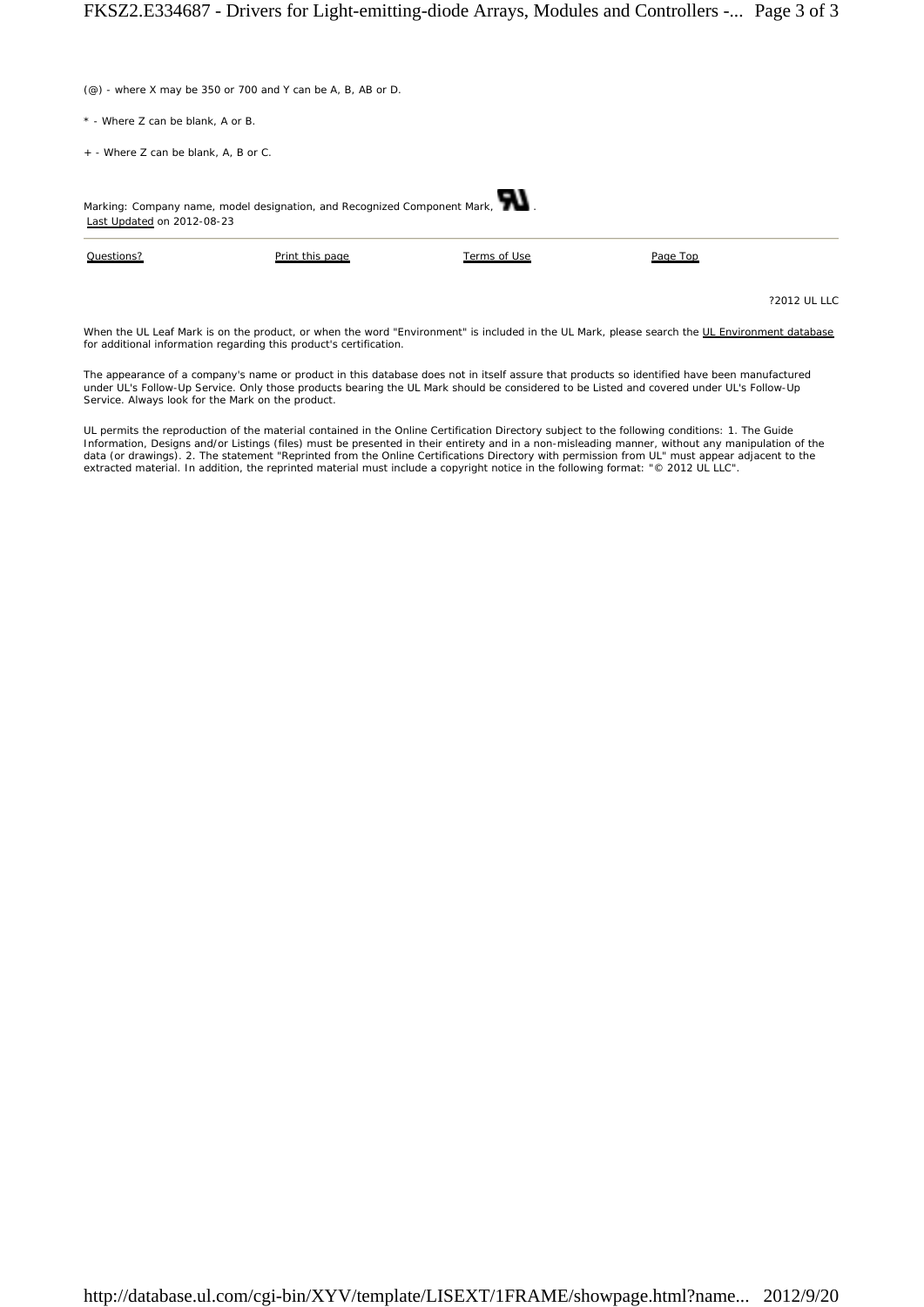(@) - where X may be 350 or 700 and Y can be A, B, AB or D.

* - Where Z can be blank, A or B.

+ - Where Z can be blank, A, B or C.

Marking: Company name, model designation, and Recognized Component Mark, .

Last Updated on 2012-08-23

Questions? | Print this page | Terms of Use | Page Top

?2012 UL LLC

When the UL Leaf Mark is on the product, or when the word "Environment" is included in the UL Mark, please search the UL Environment database for additional information regarding this product's certification.

The appearance of a company's name or product in this database does not in itself assure that products so identified have been manufactured under UL's Follow-Up Service. Only those products bearing the UL Mark should be considered to be Listed and covered under UL's Follow-Up Service. Always look for the Mark on the product.

UL permits the reproduction of the material contained in the Online Certification Directory subject to the following conditions: 1. The Guide Information, Designs and/or Listings (files) must be presented in their entirety and in a non-misleading manner, without any manipulation of the data (or drawings). 2. The statement "Reprinted from the Online Certifications Directory with permission from UL" must appear adjacent to the extracted material. In addition, the reprinted material must include a copyright notice in the following format: "© 2012 UL LLC".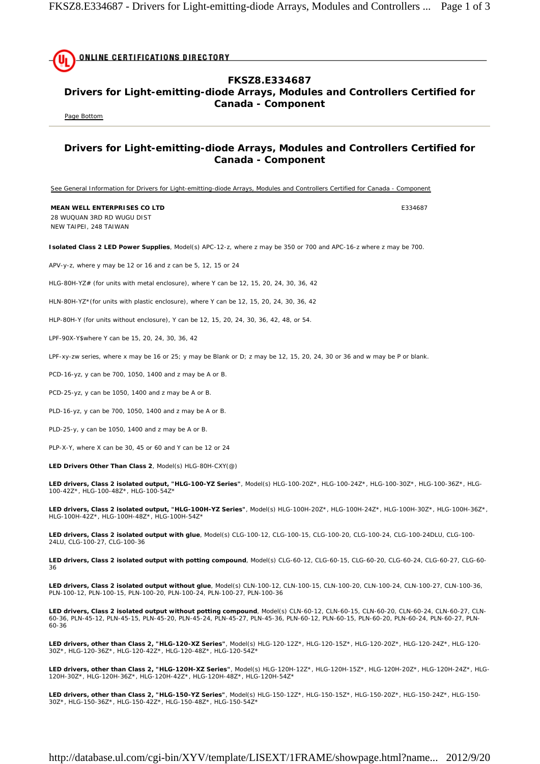# FKSZ8.E334687

## Drivers for Light-emitting-diode Arrays, Modules and Controllers Certified for Canada - Component

Page Bottom

## Drivers for Light-emitting-diode Arrays, Modules and Controllers Certified for Canada - Component

See General Information for Drivers for Light-emitting-diode Arrays, Modules and Controllers Certified for Canada - Component

**MEAN WELL ENTERPRISES CO LTD** E334687
28 WUQUAN 3RD RD WUGU DIST
NEW TAIPEI, 248 TAIWAN

**Isolated Class 2 LED Power Supplies**, Model(s) APC-12-z, where z may be 350 or 700 and APC-16-z where z may be 700.

APV-y-z, where y may be 12 or 16 and z can be 5, 12, 15 or 24

HLG-80H-YZ# (for units with metal enclosure), where Y can be 12, 15, 20, 24, 30, 36, 42

HLN-80H-YZ*(for units with plastic enclosure), where Y can be 12, 15, 20, 24, 30, 36, 42

HLP-80H-Y (for units without enclosure), Y can be 12, 15, 20, 24, 30, 36, 42, 48, or 54.

LPF-90X-Y$where Y can be 15, 20, 24, 30, 36, 42

LPF-xy-zw series, where x may be 16 or 25; y may be Blank or D; z may be 12, 15, 20, 24, 30 or 36 and w may be P or blank.

PCD-16-yz, y can be 700, 1050, 1400 and z may be A or B.

PCD-25-yz, y can be 1050, 1400 and z may be A or B.

PLD-16-yz, y can be 700, 1050, 1400 and z may be A or B.

PLD-25-y, y can be 1050, 1400 and z may be A or B.

PLP-X-Y, where X can be 30, 45 or 60 and Y can be 12 or 24

**LED Drivers Other Than Class 2**, Model(s) HLG-80H-CXY(@)

**LED drivers, Class 2 isolated output, "HLG-100-YZ Series"**, Model(s) HLG-100-20Z*, HLG-100-24Z*, HLG-100-30Z*, HLG-100-36Z*, HLG-100-42Z*, HLG-100-48Z*, HLG-100-54Z*

**LED drivers, Class 2 isolated output, "HLG-100H-YZ Series"**, Model(s) HLG-100H-20Z*, HLG-100H-24Z*, HLG-100H-30Z*, HLG-100H-36Z*, HLG-100H-42Z*, HLG-100H-48Z*, HLG-100H-54Z*

**LED drivers, Class 2 isolated output with glue**, Model(s) CLG-100-12, CLG-100-15, CLG-100-20, CLG-100-24, CLG-100-24DLU, CLG-100-24LU, CLG-100-27, CLG-100-36

**LED drivers, Class 2 isolated output with potting compound**, Model(s) CLG-60-12, CLG-60-15, CLG-60-20, CLG-60-24, CLG-60-27, CLG-60-36

**LED drivers, Class 2 isolated output without glue**, Model(s) CLN-100-12, CLN-100-15, CLN-100-20, CLN-100-24, CLN-100-27, CLN-100-36, PLN-100-12, PLN-100-15, PLN-100-20, PLN-100-24, PLN-100-27, PLN-100-36

**LED drivers, Class 2 isolated output without potting compound**, Model(s) CLN-60-12, CLN-60-15, CLN-60-20, CLN-60-24, CLN-60-27, CLN-60-36, PLN-45-12, PLN-45-15, PLN-45-20, PLN-45-24, PLN-45-27, PLN-45-36, PLN-60-12, PLN-60-15, PLN-60-20, PLN-60-24, PLN-60-27, PLN-60-36

**LED drivers, other than Class 2, "HLG-120-XZ Series"**, Model(s) HLG-120-12Z*, HLG-120-15Z*, HLG-120-20Z*, HLG-120-24Z*, HLG-120-30Z*, HLG-120-36Z*, HLG-120-42Z*, HLG-120-48Z*, HLG-120-54Z*

**LED drivers, other than Class 2, "HLG-120H-XZ Series"**, Model(s) HLG-120H-12Z*, HLG-120H-15Z*, HLG-120H-20Z*, HLG-120H-24Z*, HLG-120H-30Z*, HLG-120H-36Z*, HLG-120H-42Z*, HLG-120H-48Z*, HLG-120H-54Z*

**LED drivers, other than Class 2, "HLG-150-YZ Series"**, Model(s) HLG-150-12Z*, HLG-150-15Z*, HLG-150-20Z*, HLG-150-24Z*, HLG-150-30Z*, HLG-150-36Z*, HLG-150-42Z*, HLG-150-48Z*, HLG-150-54Z*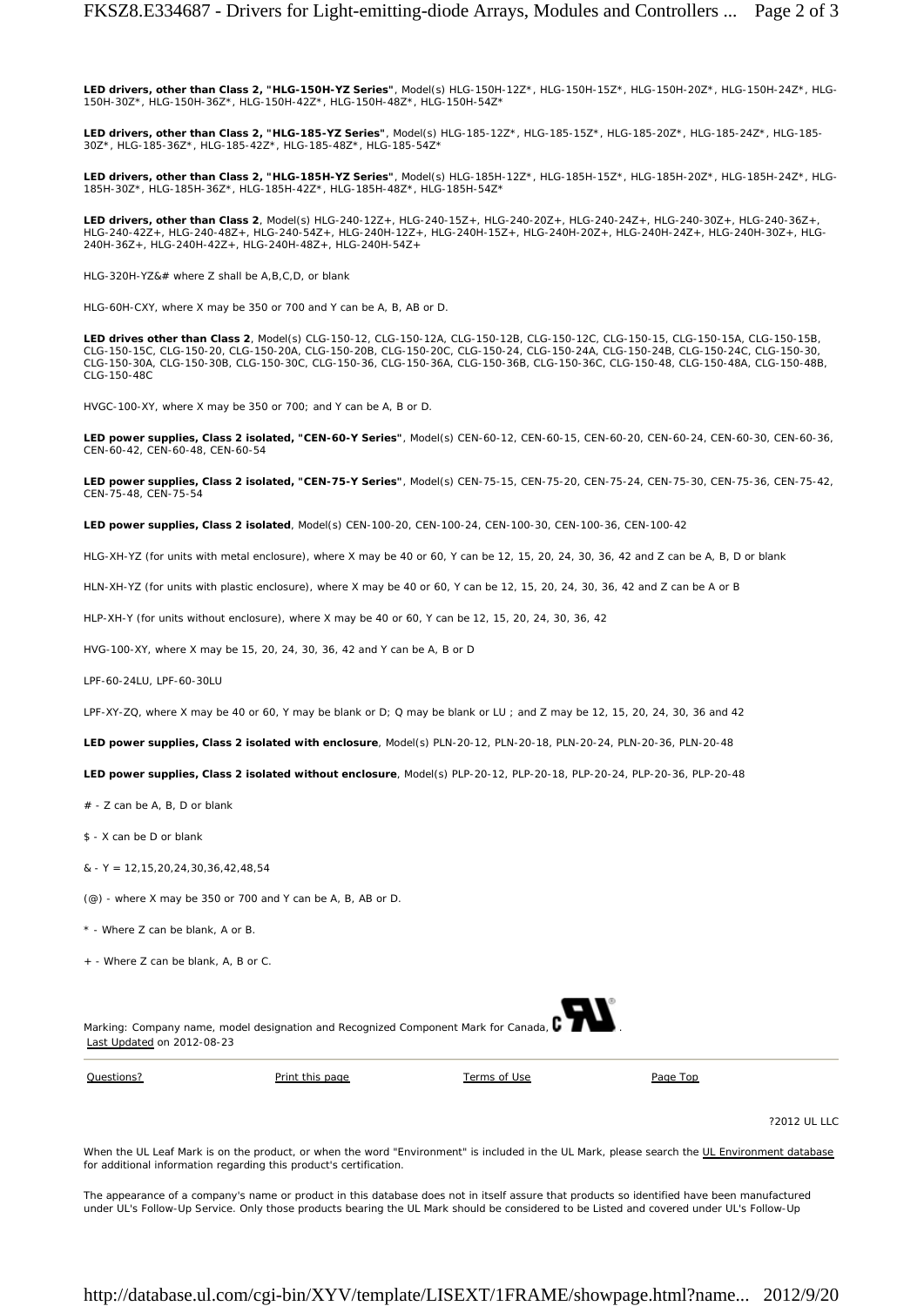**LED drivers, other than Class 2, "HLG-150H-YZ Series"**, Model(s) HLG-150H-12Z*, HLG-150H-15Z*, HLG-150H-20Z*, HLG-150H-24Z*, HLG-150H-30Z*, HLG-150H-36Z*, HLG-150H-42Z*, HLG-150H-48Z*, HLG-150H-54Z*

**LED drivers, other than Class 2, "HLG-185-YZ Series"**, Model(s) HLG-185-12Z*, HLG-185-15Z*, HLG-185-20Z*, HLG-185-24Z*, HLG-185-30Z*, HLG-185-36Z*, HLG-185-42Z*, HLG-185-48Z*, HLG-185-54Z*

**LED drivers, other than Class 2, "HLG-185H-YZ Series"**, Model(s) HLG-185H-12Z*, HLG-185H-15Z*, HLG-185H-20Z*, HLG-185H-24Z*, HLG-185H-30Z*, HLG-185H-36Z*, HLG-185H-42Z*, HLG-185H-48Z*, HLG-185H-54Z*

**LED drivers, other than Class 2**, Model(s) HLG-240-12Z+, HLG-240-15Z+, HLG-240-20Z+, HLG-240-24Z+, HLG-240-30Z+, HLG-240-36Z+, HLG-240-42Z+, HLG-240-48Z+, HLG-240-54Z+, HLG-240H-12Z+, HLG-240H-15Z+, HLG-240H-20Z+, HLG-240H-24Z+, HLG-240H-30Z+, HLG-240H-36Z+, HLG-240H-42Z+, HLG-240H-48Z+, HLG-240H-54Z+

HLG-320H-YZ&# where Z shall be A,B,C,D, or blank

HLG-60H-CXY, where X may be 350 or 700 and Y can be A, B, AB or D.

**LED drives other than Class 2**, Model(s) CLG-150-12, CLG-150-12A, CLG-150-12B, CLG-150-12C, CLG-150-15, CLG-150-15A, CLG-150-15B, CLG-150-15C, CLG-150-20, CLG-150-20A, CLG-150-20B, CLG-150-20C, CLG-150-24, CLG-150-24A, CLG-150-24B, CLG-150-24C, CLG-150-30, CLG-150-30A, CLG-150-30B, CLG-150-30C, CLG-150-36, CLG-150-36A, CLG-150-36B, CLG-150-36C, CLG-150-48, CLG-150-48A, CLG-150-48B, CLG-150-48C

HVGC-100-XY, where X may be 350 or 700; and Y can be A, B or D.

**LED power supplies, Class 2 isolated, "CEN-60-Y Series"**, Model(s) CEN-60-12, CEN-60-15, CEN-60-20, CEN-60-24, CEN-60-30, CEN-60-36, CEN-60-42, CEN-60-48, CEN-60-54

**LED power supplies, Class 2 isolated, "CEN-75-Y Series"**, Model(s) CEN-75-15, CEN-75-20, CEN-75-24, CEN-75-30, CEN-75-36, CEN-75-42, CEN-75-48, CEN-75-54

**LED power supplies, Class 2 isolated**, Model(s) CEN-100-20, CEN-100-24, CEN-100-30, CEN-100-36, CEN-100-42

HLG-XH-YZ (for units with metal enclosure), where X may be 40 or 60, Y can be 12, 15, 20, 24, 30, 36, 42 and Z can be A, B, D or blank

HLN-XH-YZ (for units with plastic enclosure), where X may be 40 or 60, Y can be 12, 15, 20, 24, 30, 36, 42 and Z can be A or B

HLP-XH-Y (for units without enclosure), where X may be 40 or 60, Y can be 12, 15, 20, 24, 30, 36, 42

HVG-100-XY, where X may be 15, 20, 24, 30, 36, 42 and Y can be A, B or D

LPF-60-24LU, LPF-60-30LU

LPF-XY-ZQ, where X may be 40 or 60, Y may be blank or D; Q may be blank or LU ; and Z may be 12, 15, 20, 24, 30, 36 and 42

**LED power supplies, Class 2 isolated with enclosure**, Model(s) PLN-20-12, PLN-20-18, PLN-20-24, PLN-20-36, PLN-20-48

**LED power supplies, Class 2 isolated without enclosure**, Model(s) PLP-20-12, PLP-20-18, PLP-20-24, PLP-20-36, PLP-20-48

# - Z can be A, B, D or blank

$ - X can be D or blank

& - Y = 12,15,20,24,30,36,42,48,54

(@) - where X may be 350 or 700 and Y can be A, B, AB or D.

* - Where Z can be blank, A or B.

+ - Where Z can be blank, A, B or C.

Marking: Company name, model designation and Recognized Component Mark for Canada, cRU.
Last Updated on 2012-08-23

Questions? Print this page Terms of Use Page Top

?2012 UL LLC

When the UL Leaf Mark is on the product, or when the word "Environment" is included in the UL Mark, please search the UL Environment database for additional information regarding this product's certification.

The appearance of a company's name or product in this database does not in itself assure that products so identified have been manufactured under UL's Follow-Up Service. Only those products bearing the UL Mark should be considered to be Listed and covered under UL's Follow-Up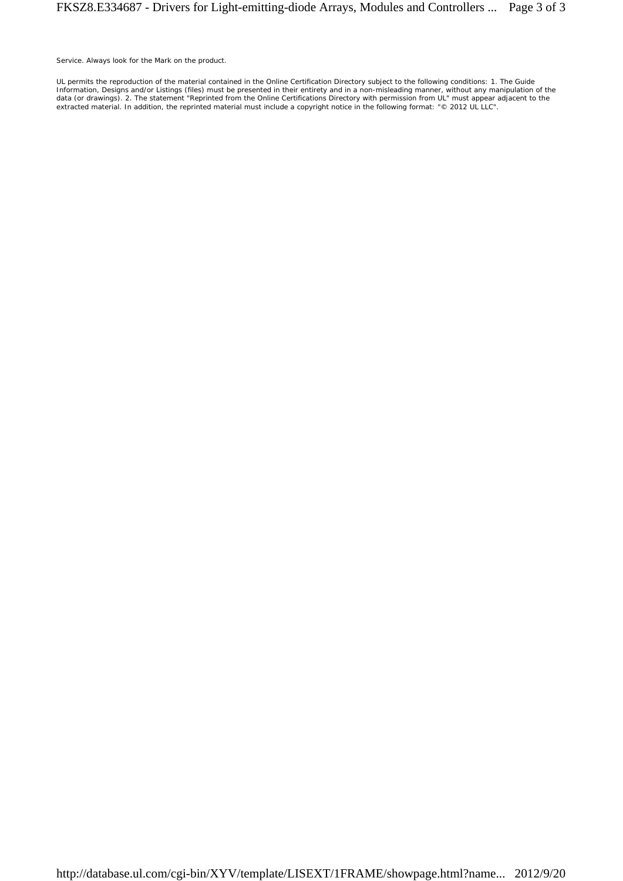Service. Always look for the Mark on the product.

UL permits the reproduction of the material contained in the Online Certification Directory subject to the following conditions: 1. The Guide Information, Designs and/or Listings (files) must be presented in their entirety and in a non-misleading manner, without any manipulation of the data (or drawings). 2. The statement "Reprinted from the Online Certifications Directory with permission from UL" must appear adjacent to the extracted material. In addition, the reprinted material must include a copyright notice in the following format: "© 2012 UL LLC".